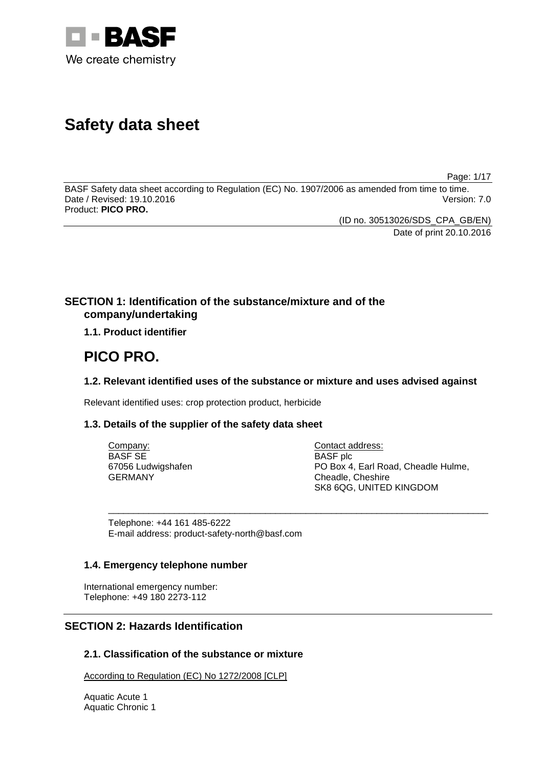BASF

We create chemistry

# Safety data sheet

BASF Safety data sheet according to Regulation (EC) No. 1907/2006 as amended from time to time.
Date / Revised: 19.10.2016 Version: 7.0
Product: **PICO PRO.**

(ID no. 30513026/SDS_CPA_GB/EN)
Date of print 20.10.2016

## SECTION 1: Identification of the substance/mixture and of the company/undertaking

### 1.1. Product identifier

# PICO PRO.

### 1.2. Relevant identified uses of the substance or mixture and uses advised against

Relevant identified uses: crop protection product, herbicide

### 1.3. Details of the supplier of the safety data sheet

Company:
BASF SE
67056 Ludwigshafen
GERMANY

Contact address:
BASF plc
PO Box 4, Earl Road, Cheadle Hulme,
Cheadle, Cheshire
SK8 6QG, UNITED KINGDOM

Telephone: +44 161 485-6222
E-mail address: product-safety-north@basf.com

### 1.4. Emergency telephone number

International emergency number:
Telephone: +49 180 2273-112

## SECTION 2: Hazards Identification

### 2.1. Classification of the substance or mixture

According to Regulation (EC) No 1272/2008 [CLP]

Aquatic Acute 1
Aquatic Chronic 1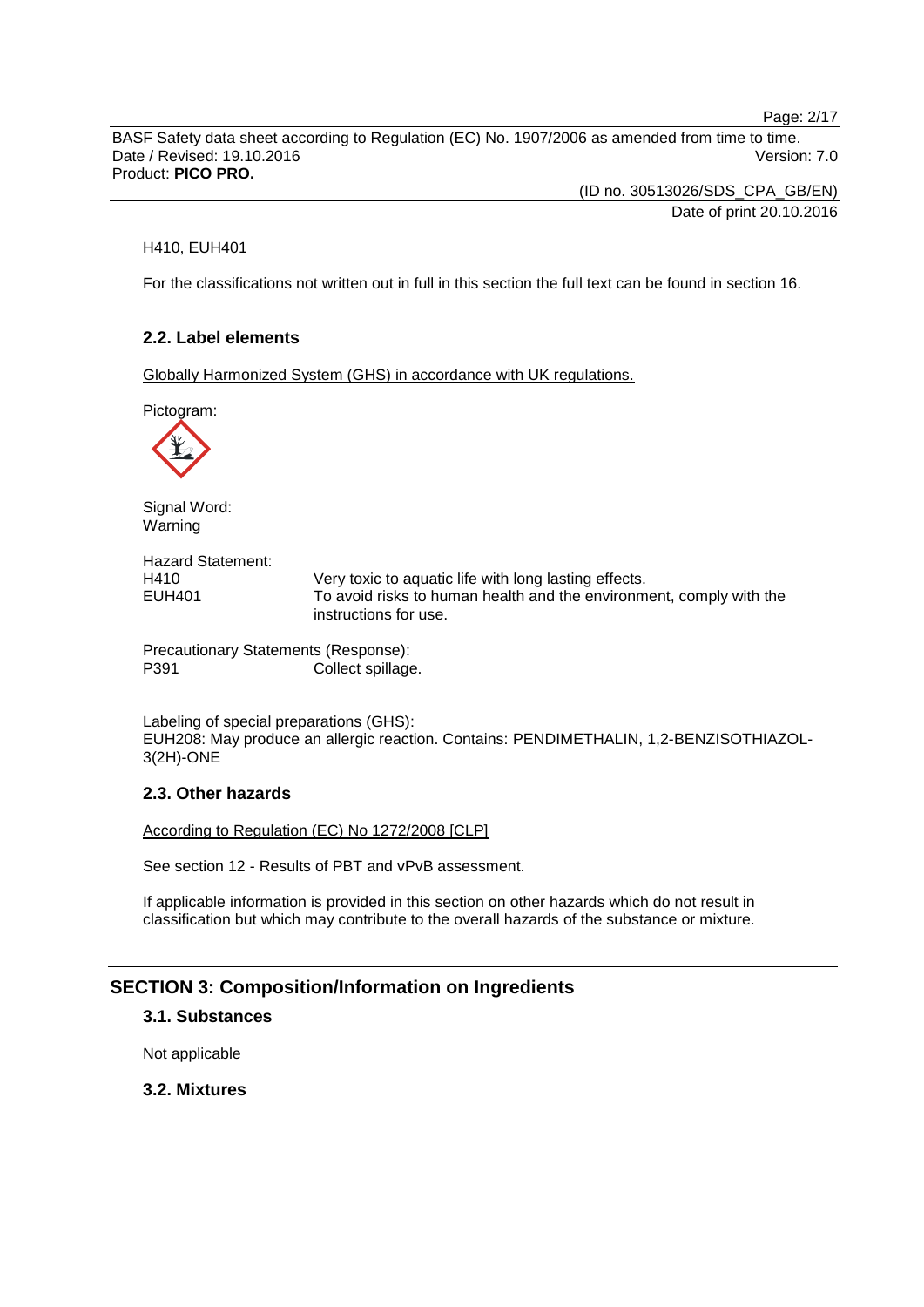H410, EUH401

For the classifications not written out in full in this section the full text can be found in section 16.

### 2.2. Label elements

Globally Harmonized System (GHS) in accordance with UK regulations.

Pictogram:

Signal Word:
Warning

Hazard Statement:

| | |
|---|---|
| H410 | Very toxic to aquatic life with long lasting effects. |
| EUH401 | To avoid risks to human health and the environment, comply with the instructions for use. |

Precautionary Statements (Response):

| | |
|---|---|
| P391 | Collect spillage. |

Labeling of special preparations (GHS):
EUH208: May produce an allergic reaction. Contains: PENDIMETHALIN, 1,2-BENZISOTHIAZOL-3(2H)-ONE

### 2.3. Other hazards

According to Regulation (EC) No 1272/2008 [CLP]

See section 12 - Results of PBT and vPvB assessment.

If applicable information is provided in this section on other hazards which do not result in classification but which may contribute to the overall hazards of the substance or mixture.

## SECTION 3: Composition/Information on Ingredients

### 3.1. Substances

Not applicable

### 3.2. Mixtures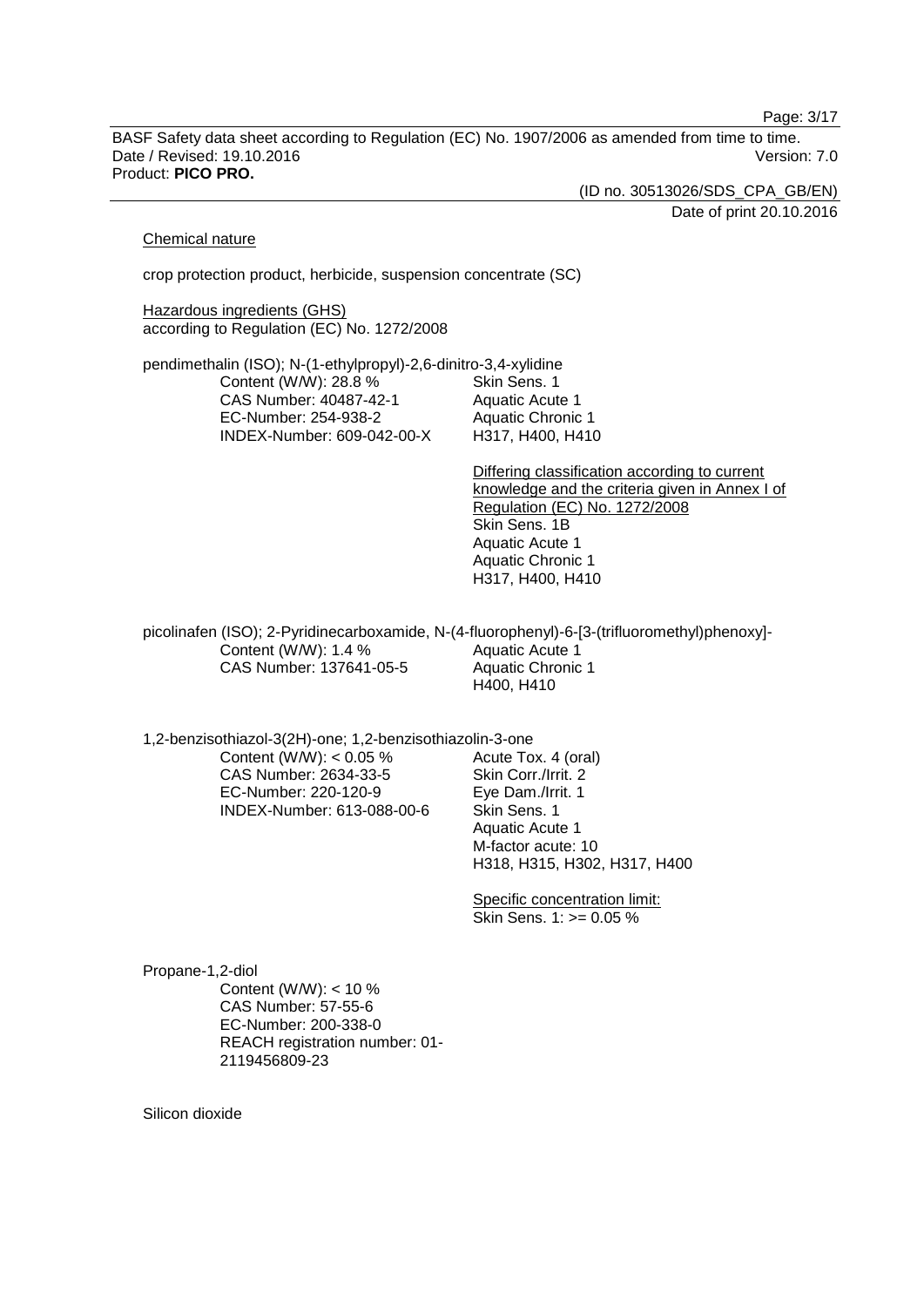Chemical nature

crop protection product, herbicide, suspension concentrate (SC)

Hazardous ingredients (GHS)
according to Regulation (EC) No. 1272/2008

pendimethalin (ISO); N-(1-ethylpropyl)-2,6-dinitro-3,4-xylidine

Content (W/W): 28.8 %
CAS Number: 40487-42-1
EC-Number: 254-938-2
INDEX-Number: 609-042-00-X

Skin Sens. 1
Aquatic Acute 1
Aquatic Chronic 1
H317, H400, H410

Differing classification according to current knowledge and the criteria given in Annex I of Regulation (EC) No. 1272/2008
Skin Sens. 1B
Aquatic Acute 1
Aquatic Chronic 1
H317, H400, H410

picolinafen (ISO); 2-Pyridinecarboxamide, N-(4-fluorophenyl)-6-[3-(trifluoromethyl)phenoxy]-

Content (W/W): 1.4 %
CAS Number: 137641-05-5

Aquatic Acute 1
Aquatic Chronic 1
H400, H410

1,2-benzisothiazol-3(2H)-one; 1,2-benzisothiazolin-3-one

Content (W/W): < 0.05 %
CAS Number: 2634-33-5
EC-Number: 220-120-9
INDEX-Number: 613-088-00-6

Acute Tox. 4 (oral)
Skin Corr./Irrit. 2
Eye Dam./Irrit. 1
Skin Sens. 1
Aquatic Acute 1
M-factor acute: 10
H318, H315, H302, H317, H400

Specific concentration limit:
Skin Sens. 1: >= 0.05 %

Propane-1,2-diol

Content (W/W): < 10 %
CAS Number: 57-55-6
EC-Number: 200-338-0
REACH registration number: 01-2119456809-23

Silicon dioxide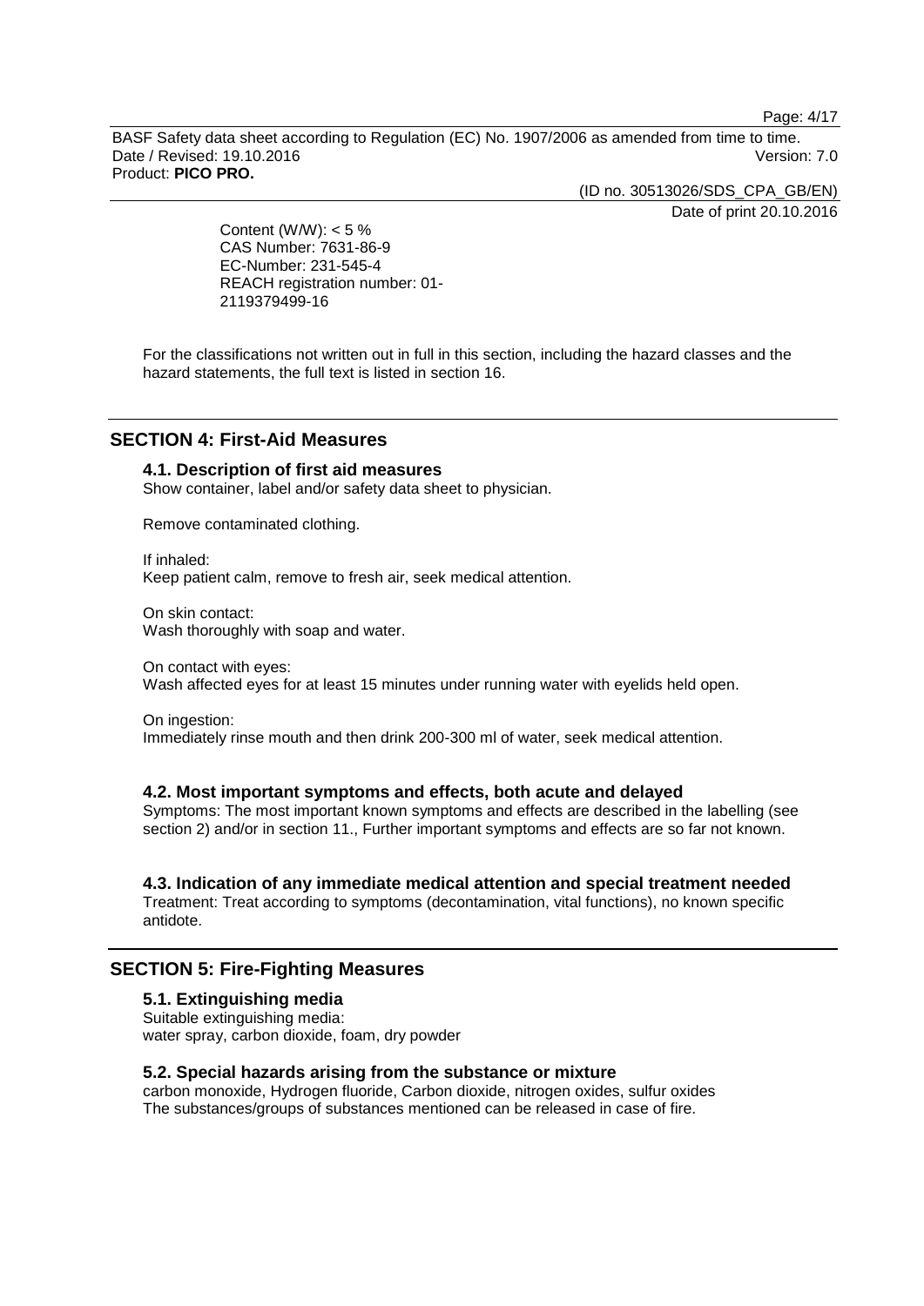Content (W/W): < 5 %
CAS Number: 7631-86-9
EC-Number: 231-545-4
REACH registration number: 01-2119379499-16

For the classifications not written out in full in this section, including the hazard classes and the hazard statements, the full text is listed in section 16.

## SECTION 4: First-Aid Measures

### 4.1. Description of first aid measures

Show container, label and/or safety data sheet to physician.

Remove contaminated clothing.

If inhaled:
Keep patient calm, remove to fresh air, seek medical attention.

On skin contact:
Wash thoroughly with soap and water.

On contact with eyes:
Wash affected eyes for at least 15 minutes under running water with eyelids held open.

On ingestion:
Immediately rinse mouth and then drink 200-300 ml of water, seek medical attention.

### 4.2. Most important symptoms and effects, both acute and delayed

Symptoms: The most important known symptoms and effects are described in the labelling (see section 2) and/or in section 11., Further important symptoms and effects are so far not known.

### 4.3. Indication of any immediate medical attention and special treatment needed

Treatment: Treat according to symptoms (decontamination, vital functions), no known specific antidote.

## SECTION 5: Fire-Fighting Measures

### 5.1. Extinguishing media

Suitable extinguishing media:
water spray, carbon dioxide, foam, dry powder

### 5.2. Special hazards arising from the substance or mixture

carbon monoxide, Hydrogen fluoride, Carbon dioxide, nitrogen oxides, sulfur oxides
The substances/groups of substances mentioned can be released in case of fire.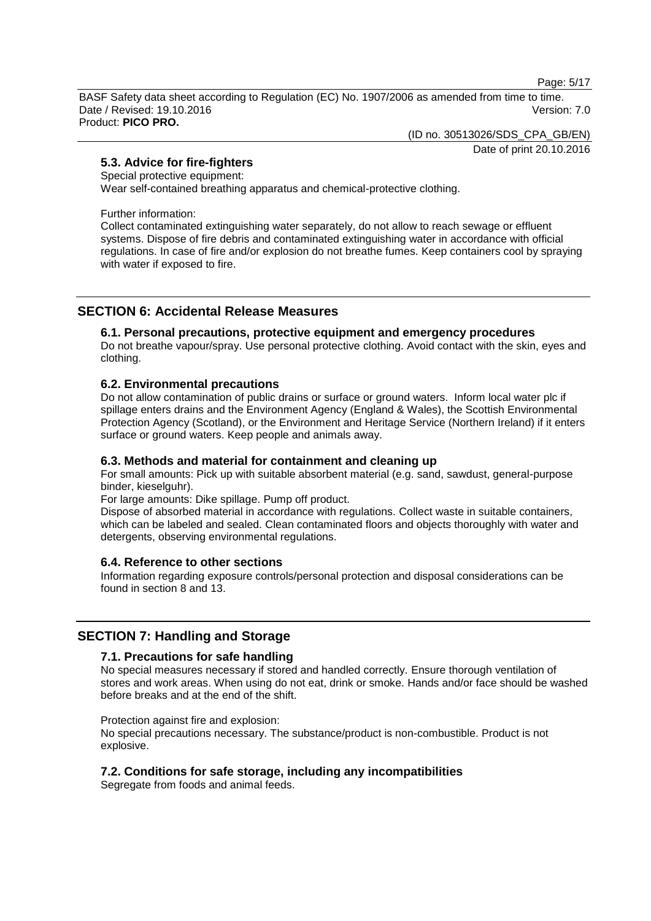### 5.3. Advice for fire-fighters

Special protective equipment:
Wear self-contained breathing apparatus and chemical-protective clothing.

Further information:
Collect contaminated extinguishing water separately, do not allow to reach sewage or effluent systems. Dispose of fire debris and contaminated extinguishing water in accordance with official regulations. In case of fire and/or explosion do not breathe fumes. Keep containers cool by spraying with water if exposed to fire.

## SECTION 6: Accidental Release Measures

### 6.1. Personal precautions, protective equipment and emergency procedures

Do not breathe vapour/spray. Use personal protective clothing. Avoid contact with the skin, eyes and clothing.

### 6.2. Environmental precautions

Do not allow contamination of public drains or surface or ground waters. Inform local water plc if spillage enters drains and the Environment Agency (England & Wales), the Scottish Environmental Protection Agency (Scotland), or the Environment and Heritage Service (Northern Ireland) if it enters surface or ground waters. Keep people and animals away.

### 6.3. Methods and material for containment and cleaning up

For small amounts: Pick up with suitable absorbent material (e.g. sand, sawdust, general-purpose binder, kieselguhr).
For large amounts: Dike spillage. Pump off product.
Dispose of absorbed material in accordance with regulations. Collect waste in suitable containers, which can be labeled and sealed. Clean contaminated floors and objects thoroughly with water and detergents, observing environmental regulations.

### 6.4. Reference to other sections

Information regarding exposure controls/personal protection and disposal considerations can be found in section 8 and 13.

## SECTION 7: Handling and Storage

### 7.1. Precautions for safe handling

No special measures necessary if stored and handled correctly. Ensure thorough ventilation of stores and work areas. When using do not eat, drink or smoke. Hands and/or face should be washed before breaks and at the end of the shift.

Protection against fire and explosion:
No special precautions necessary. The substance/product is non-combustible. Product is not explosive.

### 7.2. Conditions for safe storage, including any incompatibilities

Segregate from foods and animal feeds.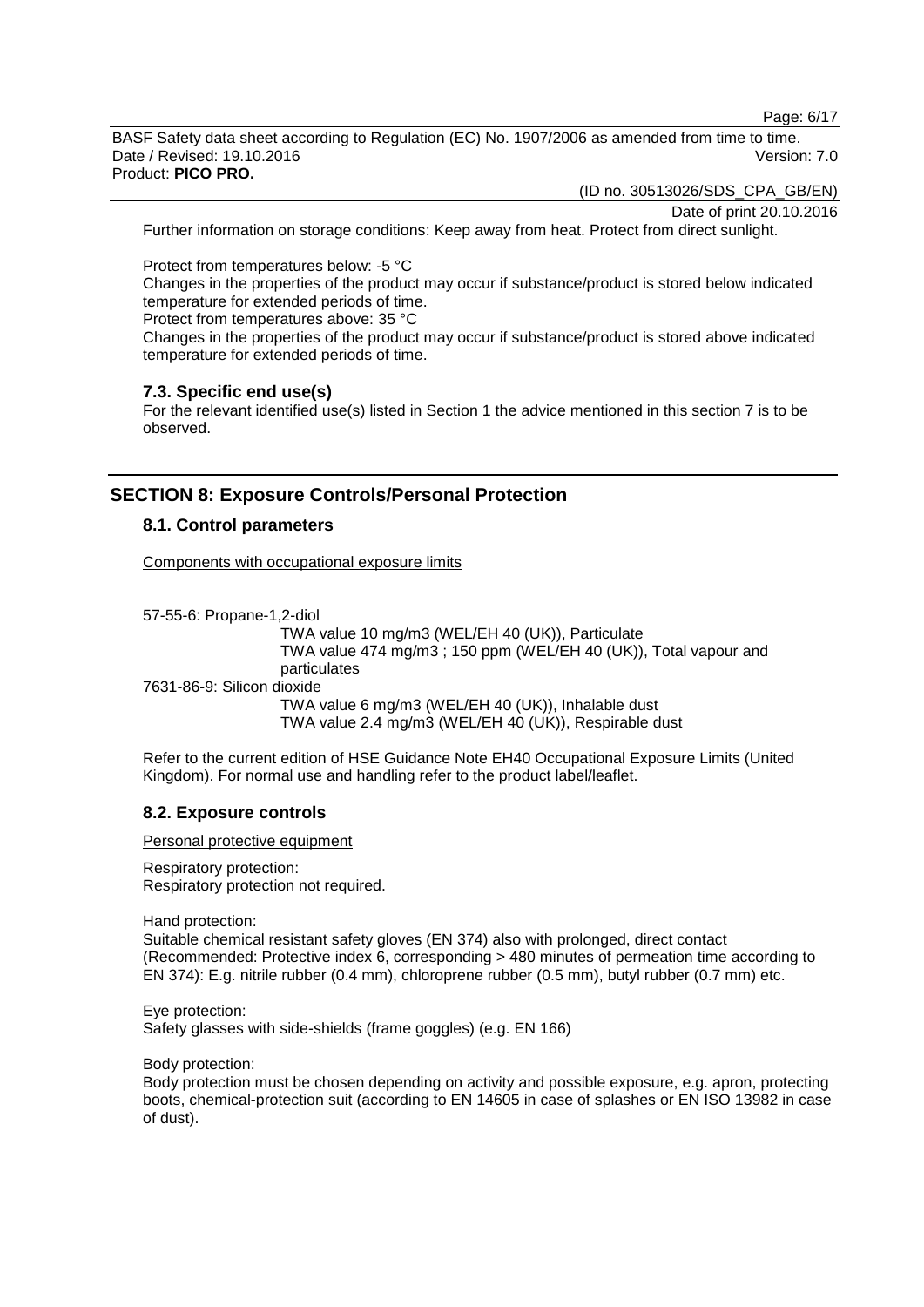Further information on storage conditions: Keep away from heat. Protect from direct sunlight.

Protect from temperatures below: -5 °C

Changes in the properties of the product may occur if substance/product is stored below indicated temperature for extended periods of time.

Protect from temperatures above: 35 °C

Changes in the properties of the product may occur if substance/product is stored above indicated temperature for extended periods of time.

### 7.3. Specific end use(s)

For the relevant identified use(s) listed in Section 1 the advice mentioned in this section 7 is to be observed.

## SECTION 8: Exposure Controls/Personal Protection

### 8.1. Control parameters

Components with occupational exposure limits

57-55-6: Propane-1,2-diol

TWA value 10 mg/m3 (WEL/EH 40 (UK)), Particulate
TWA value 474 mg/m3 ; 150 ppm (WEL/EH 40 (UK)), Total vapour and particulates

7631-86-9: Silicon dioxide

TWA value 6 mg/m3 (WEL/EH 40 (UK)), Inhalable dust
TWA value 2.4 mg/m3 (WEL/EH 40 (UK)), Respirable dust

Refer to the current edition of HSE Guidance Note EH40 Occupational Exposure Limits (United Kingdom). For normal use and handling refer to the product label/leaflet.

### 8.2. Exposure controls

Personal protective equipment

Respiratory protection:
Respiratory protection not required.

Hand protection:
Suitable chemical resistant safety gloves (EN 374) also with prolonged, direct contact (Recommended: Protective index 6, corresponding > 480 minutes of permeation time according to EN 374): E.g. nitrile rubber (0.4 mm), chloroprene rubber (0.5 mm), butyl rubber (0.7 mm) etc.

Eye protection:
Safety glasses with side-shields (frame goggles) (e.g. EN 166)

Body protection:
Body protection must be chosen depending on activity and possible exposure, e.g. apron, protecting boots, chemical-protection suit (according to EN 14605 in case of splashes or EN ISO 13982 in case of dust).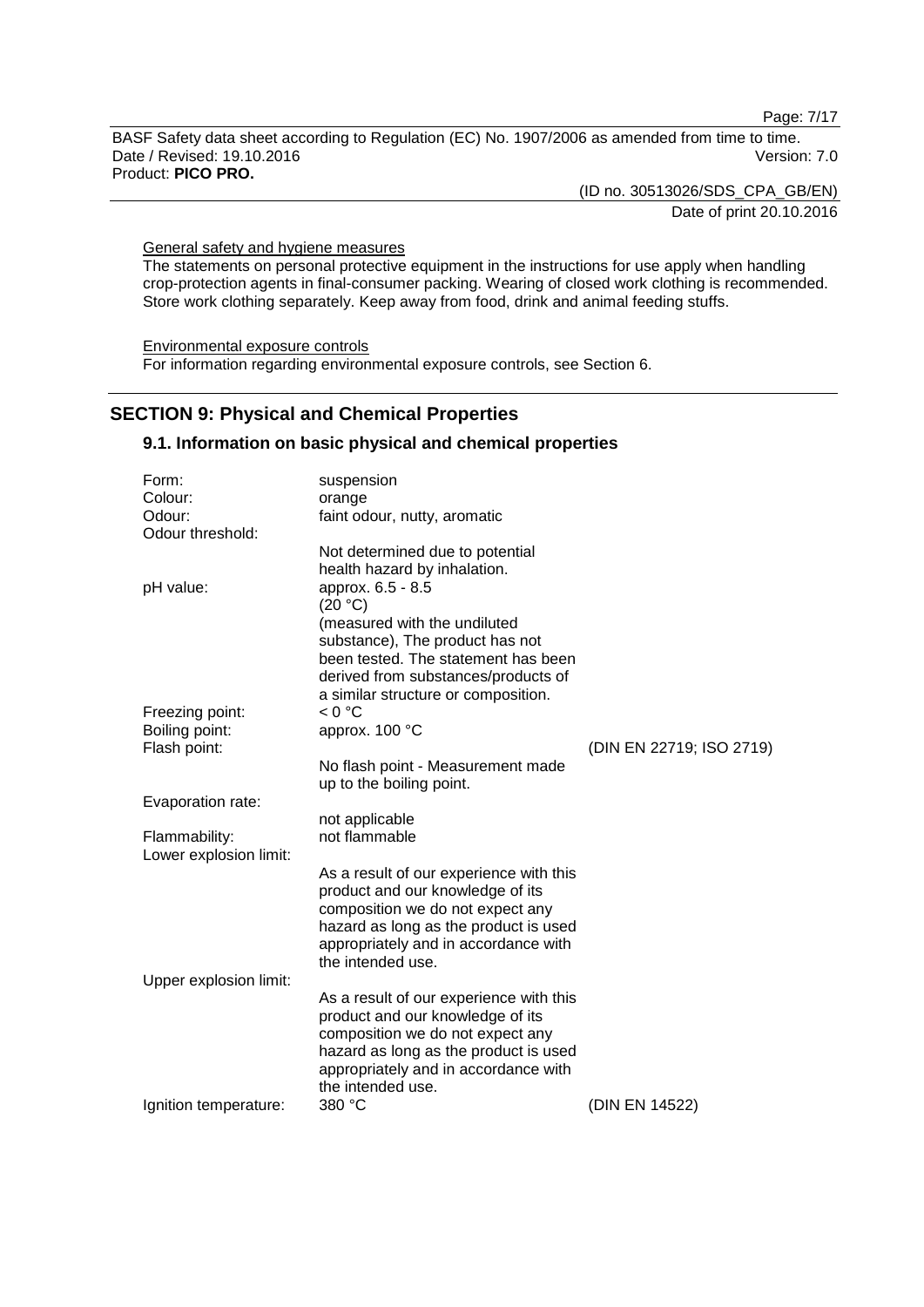General safety and hygiene measures

The statements on personal protective equipment in the instructions for use apply when handling crop-protection agents in final-consumer packing. Wearing of closed work clothing is recommended. Store work clothing separately. Keep away from food, drink and animal feeding stuffs.

Environmental exposure controls

For information regarding environmental exposure controls, see Section 6.

## SECTION 9: Physical and Chemical Properties

### 9.1. Information on basic physical and chemical properties

| | | |
|---|---|---|
| Form: | suspension | |
| Colour: | orange | |
| Odour: | faint odour, nutty, aromatic | |
| Odour threshold: | Not determined due to potential health hazard by inhalation. | |
| pH value: | approx. 6.5 - 8.5 (20 °C) (measured with the undiluted substance), The product has not been tested. The statement has been derived from substances/products of a similar structure or composition. | |
| Freezing point: | < 0 °C | |
| Boiling point: | approx. 100 °C | |
| Flash point: | No flash point - Measurement made up to the boiling point. | (DIN EN 22719; ISO 2719) |
| Evaporation rate: | not applicable | |
| Flammability: | not flammable | |
| Lower explosion limit: | As a result of our experience with this product and our knowledge of its composition we do not expect any hazard as long as the product is used appropriately and in accordance with the intended use. | |
| Upper explosion limit: | As a result of our experience with this product and our knowledge of its composition we do not expect any hazard as long as the product is used appropriately and in accordance with the intended use. | |
| Ignition temperature: | 380 °C | (DIN EN 14522) |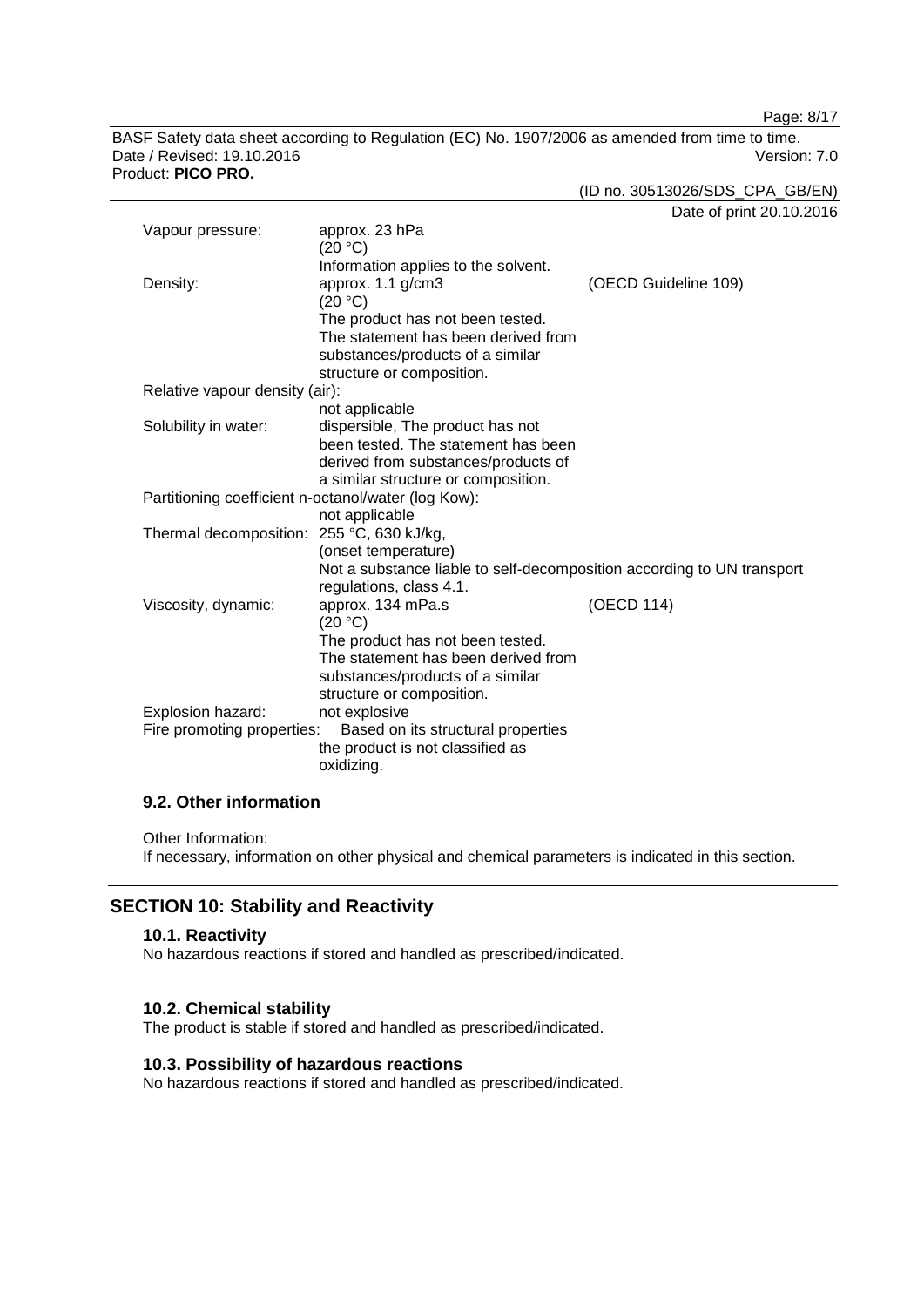| | | |
|---|---|---|
| Vapour pressure: | approx. 23 hPa (20 °C) Information applies to the solvent. | |
| Density: | approx. 1.1 g/cm3 (20 °C) The product has not been tested. The statement has been derived from substances/products of a similar structure or composition. | (OECD Guideline 109) |
| Relative vapour density (air): | not applicable | |
| Solubility in water: | dispersible, The product has not been tested. The statement has been derived from substances/products of a similar structure or composition. | |
| Partitioning coefficient n-octanol/water (log Kow): | not applicable | |
| Thermal decomposition: | 255 °C, 630 kJ/kg, (onset temperature) Not a substance liable to self-decomposition according to UN transport regulations, class 4.1. | |
| Viscosity, dynamic: | approx. 134 mPa.s (20 °C) The product has not been tested. The statement has been derived from substances/products of a similar structure or composition. | (OECD 114) |
| Explosion hazard: | not explosive | |
| Fire promoting properties: | Based on its structural properties the product is not classified as oxidizing. | |

### 9.2. Other information

Other Information:
If necessary, information on other physical and chemical parameters is indicated in this section.

## SECTION 10: Stability and Reactivity

### 10.1. Reactivity

No hazardous reactions if stored and handled as prescribed/indicated.

### 10.2. Chemical stability

The product is stable if stored and handled as prescribed/indicated.

### 10.3. Possibility of hazardous reactions

No hazardous reactions if stored and handled as prescribed/indicated.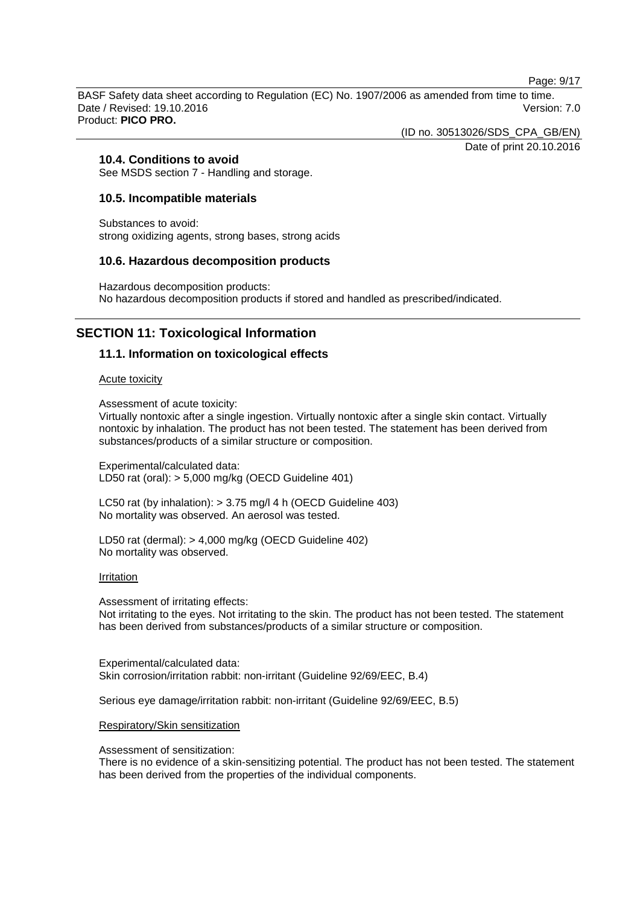### 10.4. Conditions to avoid

See MSDS section 7 - Handling and storage.

### 10.5. Incompatible materials

Substances to avoid:
strong oxidizing agents, strong bases, strong acids

### 10.6. Hazardous decomposition products

Hazardous decomposition products:
No hazardous decomposition products if stored and handled as prescribed/indicated.

## SECTION 11: Toxicological Information

### 11.1. Information on toxicological effects

Acute toxicity

Assessment of acute toxicity:
Virtually nontoxic after a single ingestion. Virtually nontoxic after a single skin contact. Virtually nontoxic by inhalation. The product has not been tested. The statement has been derived from substances/products of a similar structure or composition.

Experimental/calculated data:
LD50 rat (oral): > 5,000 mg/kg (OECD Guideline 401)

LC50 rat (by inhalation): > 3.75 mg/l 4 h (OECD Guideline 403)
No mortality was observed. An aerosol was tested.

LD50 rat (dermal): > 4,000 mg/kg (OECD Guideline 402)
No mortality was observed.

Irritation

Assessment of irritating effects:
Not irritating to the eyes. Not irritating to the skin. The product has not been tested. The statement has been derived from substances/products of a similar structure or composition.

Experimental/calculated data:
Skin corrosion/irritation rabbit: non-irritant (Guideline 92/69/EEC, B.4)

Serious eye damage/irritation rabbit: non-irritant (Guideline 92/69/EEC, B.5)

Respiratory/Skin sensitization

Assessment of sensitization:
There is no evidence of a skin-sensitizing potential. The product has not been tested. The statement has been derived from the properties of the individual components.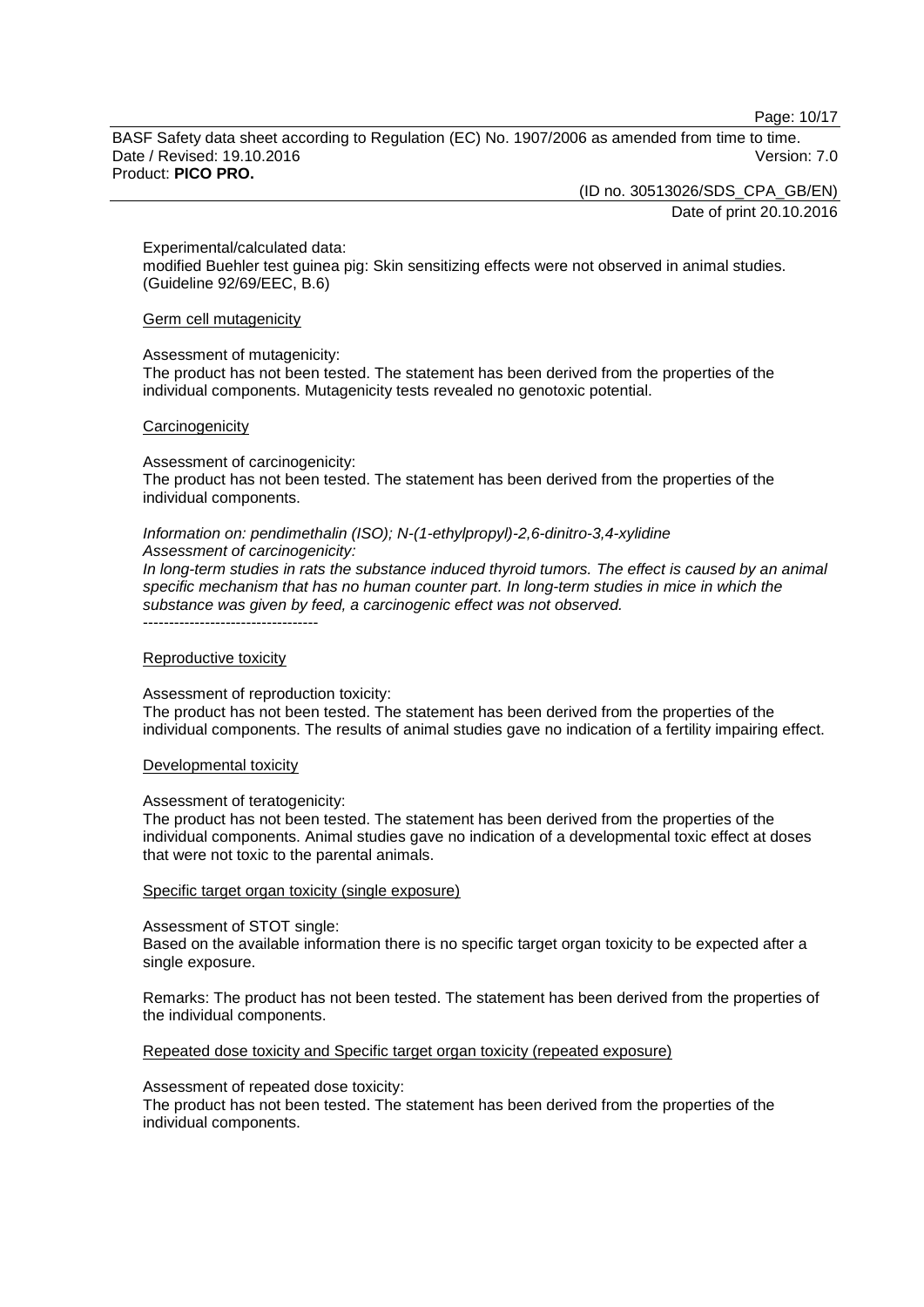Experimental/calculated data:
modified Buehler test guinea pig: Skin sensitizing effects were not observed in animal studies. (Guideline 92/69/EEC, B.6)

Germ cell mutagenicity

Assessment of mutagenicity:
The product has not been tested. The statement has been derived from the properties of the individual components. Mutagenicity tests revealed no genotoxic potential.

Carcinogenicity

Assessment of carcinogenicity:
The product has not been tested. The statement has been derived from the properties of the individual components.

*Information on: pendimethalin (ISO); N-(1-ethylpropyl)-2,6-dinitro-3,4-xylidine*
*Assessment of carcinogenicity:*
*In long-term studies in rats the substance induced thyroid tumors. The effect is caused by an animal specific mechanism that has no human counter part. In long-term studies in mice in which the substance was given by feed, a carcinogenic effect was not observed.*
----------------------------------

Reproductive toxicity

Assessment of reproduction toxicity:
The product has not been tested. The statement has been derived from the properties of the individual components. The results of animal studies gave no indication of a fertility impairing effect.

Developmental toxicity

Assessment of teratogenicity:
The product has not been tested. The statement has been derived from the properties of the individual components. Animal studies gave no indication of a developmental toxic effect at doses that were not toxic to the parental animals.

Specific target organ toxicity (single exposure)

Assessment of STOT single:
Based on the available information there is no specific target organ toxicity to be expected after a single exposure.

Remarks: The product has not been tested. The statement has been derived from the properties of the individual components.

Repeated dose toxicity and Specific target organ toxicity (repeated exposure)

Assessment of repeated dose toxicity:
The product has not been tested. The statement has been derived from the properties of the individual components.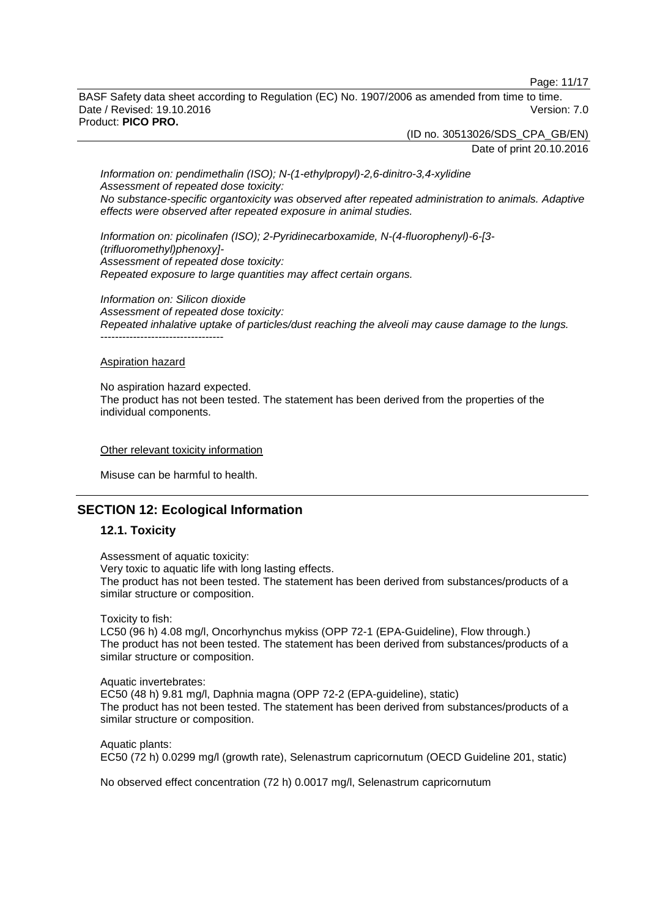*Information on: pendimethalin (ISO); N-(1-ethylpropyl)-2,6-dinitro-3,4-xylidine*
*Assessment of repeated dose toxicity:*
*No substance-specific organtoxicity was observed after repeated administration to animals. Adaptive effects were observed after repeated exposure in animal studies.*

*Information on: picolinafen (ISO); 2-Pyridinecarboxamide, N-(4-fluorophenyl)-6-[3-(trifluoromethyl)phenoxy]-*
*Assessment of repeated dose toxicity:*
*Repeated exposure to large quantities may affect certain organs.*

*Information on: Silicon dioxide*
*Assessment of repeated dose toxicity:*
*Repeated inhalative uptake of particles/dust reaching the alveoli may cause damage to the lungs.*
----------------------------------

Aspiration hazard

No aspiration hazard expected.
The product has not been tested. The statement has been derived from the properties of the individual components.

Other relevant toxicity information

Misuse can be harmful to health.

## SECTION 12: Ecological Information

### 12.1. Toxicity

Assessment of aquatic toxicity:
Very toxic to aquatic life with long lasting effects.
The product has not been tested. The statement has been derived from substances/products of a similar structure or composition.

Toxicity to fish:
LC50 (96 h) 4.08 mg/l, Oncorhynchus mykiss (OPP 72-1 (EPA-Guideline), Flow through.)
The product has not been tested. The statement has been derived from substances/products of a similar structure or composition.

Aquatic invertebrates:
EC50 (48 h) 9.81 mg/l, Daphnia magna (OPP 72-2 (EPA-guideline), static)
The product has not been tested. The statement has been derived from substances/products of a similar structure or composition.

Aquatic plants:
EC50 (72 h) 0.0299 mg/l (growth rate), Selenastrum capricornutum (OECD Guideline 201, static)

No observed effect concentration (72 h) 0.0017 mg/l, Selenastrum capricornutum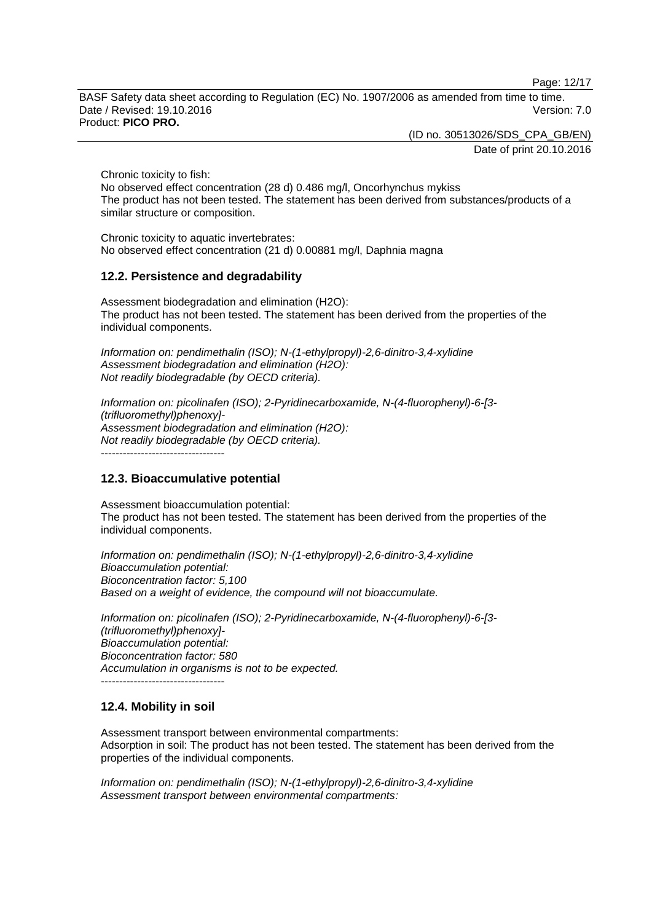Chronic toxicity to fish:
No observed effect concentration (28 d) 0.486 mg/l, Oncorhynchus mykiss
The product has not been tested. The statement has been derived from substances/products of a similar structure or composition.

Chronic toxicity to aquatic invertebrates:
No observed effect concentration (21 d) 0.00881 mg/l, Daphnia magna

## 12.2. Persistence and degradability

Assessment biodegradation and elimination ($H_2O$):
The product has not been tested. The statement has been derived from the properties of the individual components.

*Information on: pendimethalin (ISO); N-(1-ethylpropyl)-2,6-dinitro-3,4-xylidine*
*Assessment biodegradation and elimination (H2O):*
*Not readily biodegradable (by OECD criteria).*

*Information on: picolinafen (ISO); 2-Pyridinecarboxamide, N-(4-fluorophenyl)-6-[3-(trifluoromethyl)phenoxy]-*
*Assessment biodegradation and elimination (H2O):*
*Not readily biodegradable (by OECD criteria).*
----------------------------------

## 12.3. Bioaccumulative potential

Assessment bioaccumulation potential:
The product has not been tested. The statement has been derived from the properties of the individual components.

*Information on: pendimethalin (ISO); N-(1-ethylpropyl)-2,6-dinitro-3,4-xylidine*
*Bioaccumulation potential:*
*Bioconcentration factor: 5,100*
*Based on a weight of evidence, the compound will not bioaccumulate.*

*Information on: picolinafen (ISO); 2-Pyridinecarboxamide, N-(4-fluorophenyl)-6-[3-(trifluoromethyl)phenoxy]-*
*Bioaccumulation potential:*
*Bioconcentration factor: 580*
*Accumulation in organisms is not to be expected.*
----------------------------------

## 12.4. Mobility in soil

Assessment transport between environmental compartments:
Adsorption in soil: The product has not been tested. The statement has been derived from the properties of the individual components.

*Information on: pendimethalin (ISO); N-(1-ethylpropyl)-2,6-dinitro-3,4-xylidine*
*Assessment transport between environmental compartments:*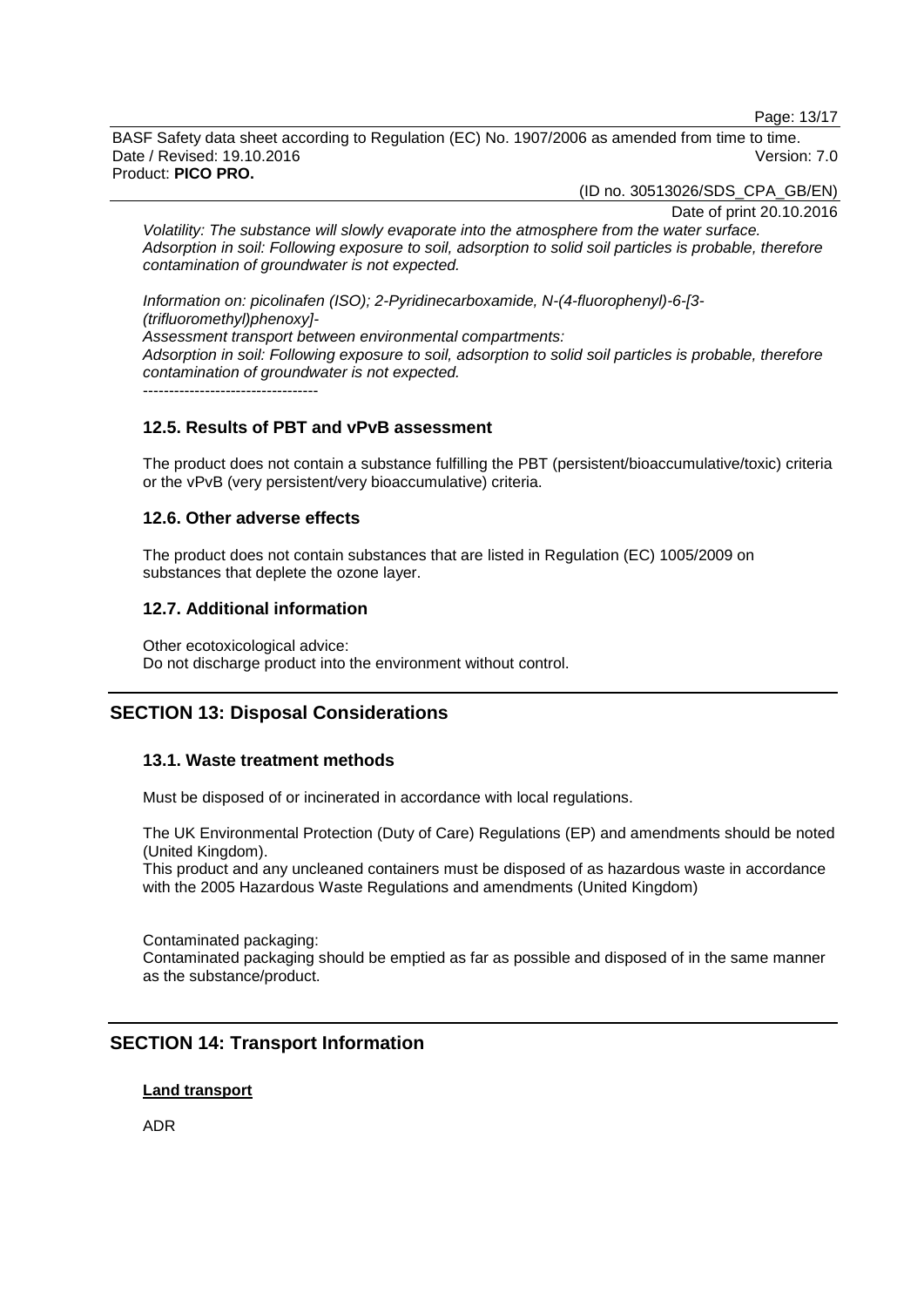*Volatility: The substance will slowly evaporate into the atmosphere from the water surface.*
*Adsorption in soil: Following exposure to soil, adsorption to solid soil particles is probable, therefore contamination of groundwater is not expected.*

*Information on: picolinafen (ISO); 2-Pyridinecarboxamide, N-(4-fluorophenyl)-6-[3-(trifluoromethyl)phenoxy]-*
*Assessment transport between environmental compartments:*
*Adsorption in soil: Following exposure to soil, adsorption to solid soil particles is probable, therefore contamination of groundwater is not expected.*
----------------------------------

### 12.5. Results of PBT and vPvB assessment

The product does not contain a substance fulfilling the PBT (persistent/bioaccumulative/toxic) criteria or the vPvB (very persistent/very bioaccumulative) criteria.

### 12.6. Other adverse effects

The product does not contain substances that are listed in Regulation (EC) 1005/2009 on substances that deplete the ozone layer.

### 12.7. Additional information

Other ecotoxicological advice:
Do not discharge product into the environment without control.

## SECTION 13: Disposal Considerations

### 13.1. Waste treatment methods

Must be disposed of or incinerated in accordance with local regulations.

The UK Environmental Protection (Duty of Care) Regulations (EP) and amendments should be noted (United Kingdom).
This product and any uncleaned containers must be disposed of as hazardous waste in accordance with the 2005 Hazardous Waste Regulations and amendments (United Kingdom)

Contaminated packaging:
Contaminated packaging should be emptied as far as possible and disposed of in the same manner as the substance/product.

## SECTION 14: Transport Information

**Land transport**

ADR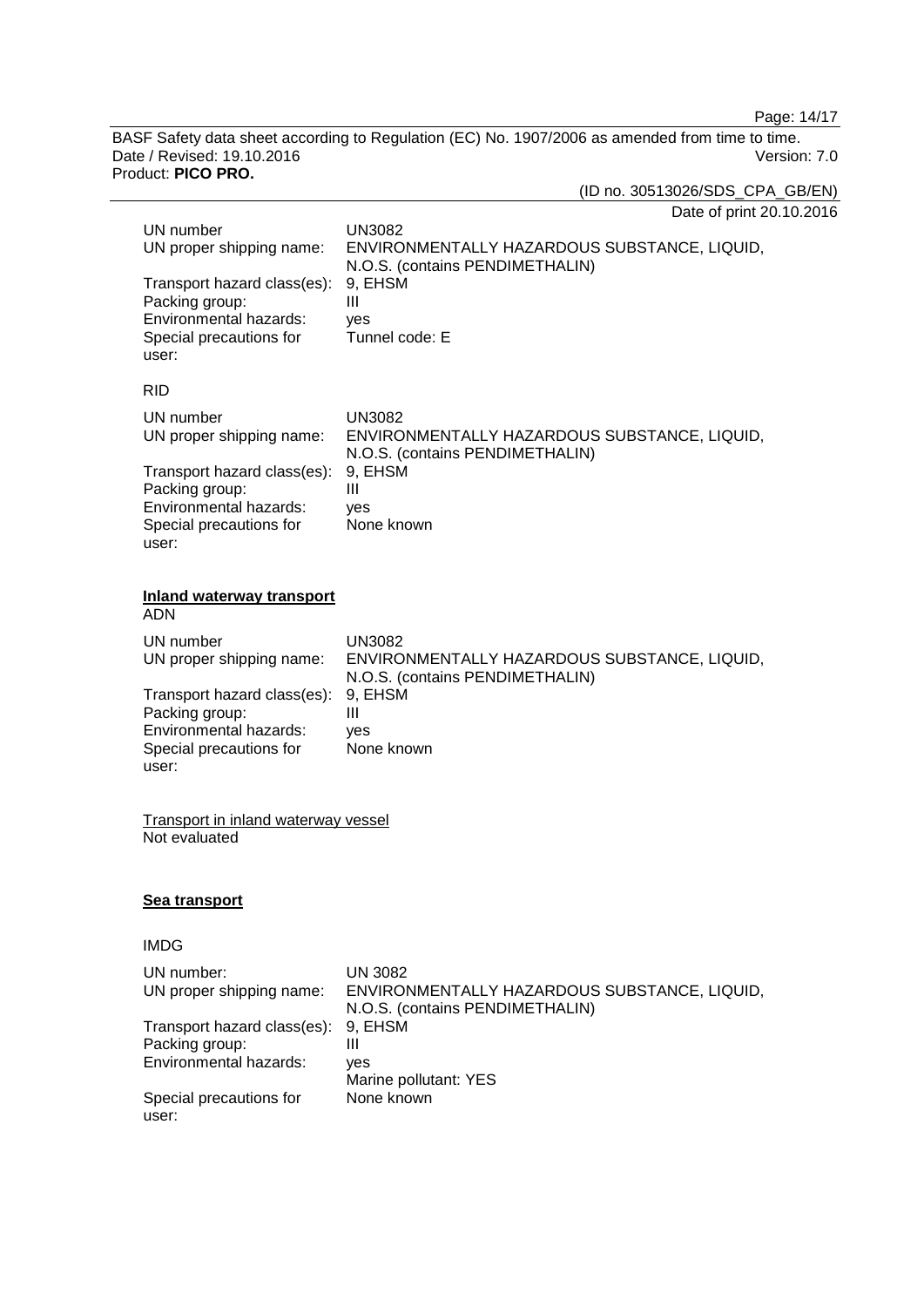| | |
|---|---|
| UN number | UN3082 |
| UN proper shipping name: | ENVIRONMENTALLY HAZARDOUS SUBSTANCE, LIQUID, N.O.S. (contains PENDIMETHALIN) |
| Transport hazard class(es): | 9, EHSM |
| Packing group: | III |
| Environmental hazards: | yes |
| Special precautions for user: | Tunnel code: E |

RID

| | |
|---|---|
| UN number | UN3082 |
| UN proper shipping name: | ENVIRONMENTALLY HAZARDOUS SUBSTANCE, LIQUID, N.O.S. (contains PENDIMETHALIN) |
| Transport hazard class(es): | 9, EHSM |
| Packing group: | III |
| Environmental hazards: | yes |
| Special precautions for user: | None known |

**Inland waterway transport**

ADN

| | |
|---|---|
| UN number | UN3082 |
| UN proper shipping name: | ENVIRONMENTALLY HAZARDOUS SUBSTANCE, LIQUID, N.O.S. (contains PENDIMETHALIN) |
| Transport hazard class(es): | 9, EHSM |
| Packing group: | III |
| Environmental hazards: | yes |
| Special precautions for user: | None known |

Transport in inland waterway vessel

Not evaluated

**Sea transport**

IMDG

| | |
|---|---|
| UN number: | UN 3082 |
| UN proper shipping name: | ENVIRONMENTALLY HAZARDOUS SUBSTANCE, LIQUID, N.O.S. (contains PENDIMETHALIN) |
| Transport hazard class(es): | 9, EHSM |
| Packing group: | III |
| Environmental hazards: | yes<br>Marine pollutant: YES |
| Special precautions for user: | None known |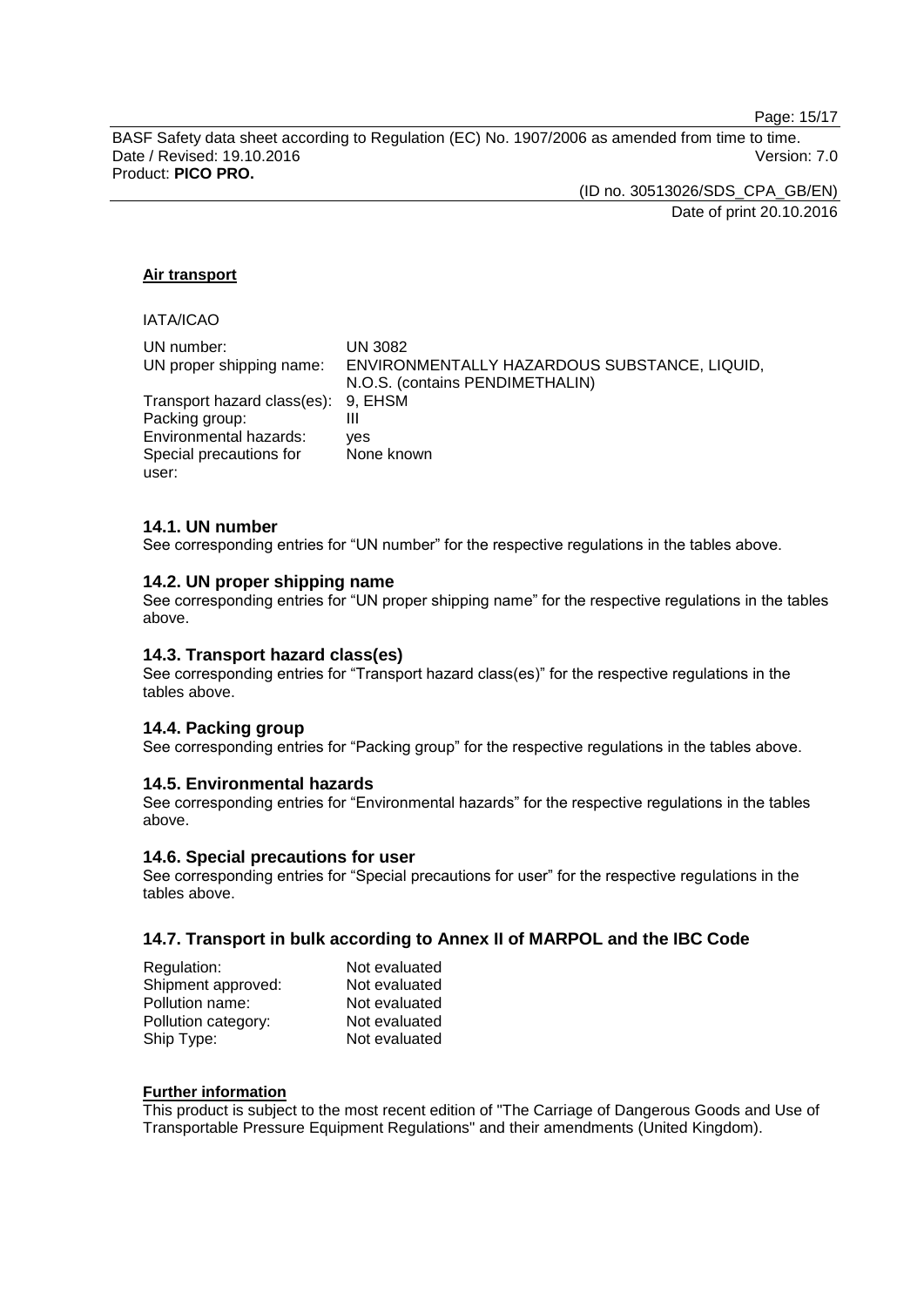**Air transport**

IATA/ICAO

| | |
|---|---|
| UN number: | UN 3082 |
| UN proper shipping name: | ENVIRONMENTALLY HAZARDOUS SUBSTANCE, LIQUID, N.O.S. (contains PENDIMETHALIN) |
| Transport hazard class(es): | 9, EHSM |
| Packing group: | III |
| Environmental hazards: | yes |
| Special precautions for user: | None known |

### 14.1. UN number

See corresponding entries for “UN number” for the respective regulations in the tables above.

### 14.2. UN proper shipping name

See corresponding entries for “UN proper shipping name” for the respective regulations in the tables above.

### 14.3. Transport hazard class(es)

See corresponding entries for “Transport hazard class(es)” for the respective regulations in the tables above.

### 14.4. Packing group

See corresponding entries for “Packing group” for the respective regulations in the tables above.

### 14.5. Environmental hazards

See corresponding entries for “Environmental hazards” for the respective regulations in the tables above.

### 14.6. Special precautions for user

See corresponding entries for “Special precautions for user” for the respective regulations in the tables above.

### 14.7. Transport in bulk according to Annex II of MARPOL and the IBC Code

| | |
|---|---|
| Regulation: | Not evaluated |
| Shipment approved: | Not evaluated |
| Pollution name: | Not evaluated |
| Pollution category: | Not evaluated |
| Ship Type: | Not evaluated |

**Further information**

This product is subject to the most recent edition of "The Carriage of Dangerous Goods and Use of Transportable Pressure Equipment Regulations" and their amendments (United Kingdom).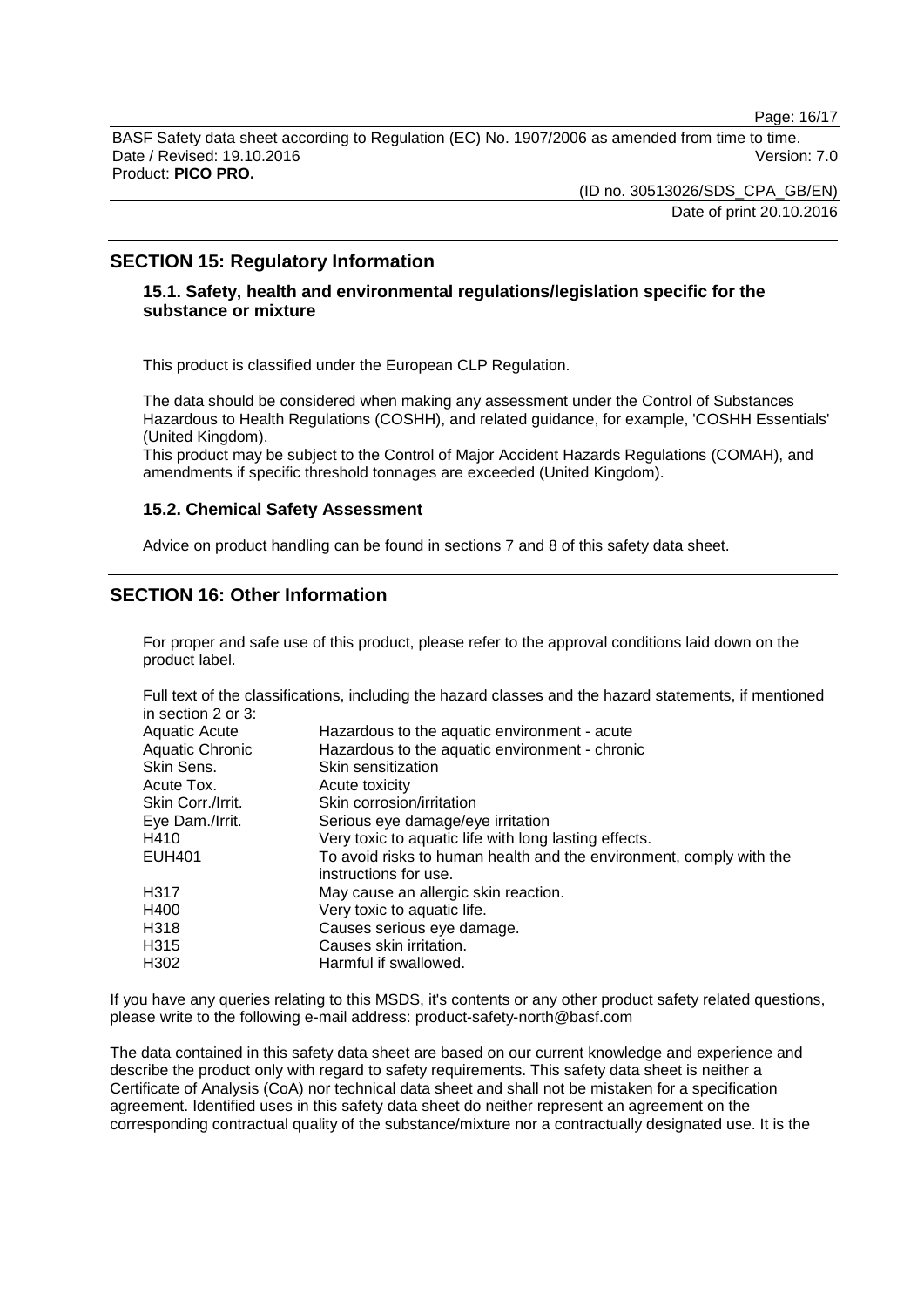## SECTION 15: Regulatory Information

### 15.1. Safety, health and environmental regulations/legislation specific for the substance or mixture

This product is classified under the European CLP Regulation.

The data should be considered when making any assessment under the Control of Substances Hazardous to Health Regulations (COSHH), and related guidance, for example, 'COSHH Essentials' (United Kingdom).
This product may be subject to the Control of Major Accident Hazards Regulations (COMAH), and amendments if specific threshold tonnages are exceeded (United Kingdom).

### 15.2. Chemical Safety Assessment

Advice on product handling can be found in sections 7 and 8 of this safety data sheet.

## SECTION 16: Other Information

For proper and safe use of this product, please refer to the approval conditions laid down on the product label.

Full text of the classifications, including the hazard classes and the hazard statements, if mentioned in section 2 or 3:

| | |
|---|---|
| Aquatic Acute | Hazardous to the aquatic environment - acute |
| Aquatic Chronic | Hazardous to the aquatic environment - chronic |
| Skin Sens. | Skin sensitization |
| Acute Tox. | Acute toxicity |
| Skin Corr./Irrit. | Skin corrosion/irritation |
| Eye Dam./Irrit. | Serious eye damage/eye irritation |
| H410 | Very toxic to aquatic life with long lasting effects. |
| EUH401 | To avoid risks to human health and the environment, comply with the instructions for use. |
| H317 | May cause an allergic skin reaction. |
| H400 | Very toxic to aquatic life. |
| H318 | Causes serious eye damage. |
| H315 | Causes skin irritation. |
| H302 | Harmful if swallowed. |

If you have any queries relating to this MSDS, it's contents or any other product safety related questions, please write to the following e-mail address: product-safety-north@basf.com

The data contained in this safety data sheet are based on our current knowledge and experience and describe the product only with regard to safety requirements. This safety data sheet is neither a Certificate of Analysis (CoA) nor technical data sheet and shall not be mistaken for a specification agreement. Identified uses in this safety data sheet do neither represent an agreement on the corresponding contractual quality of the substance/mixture nor a contractually designated use. It is the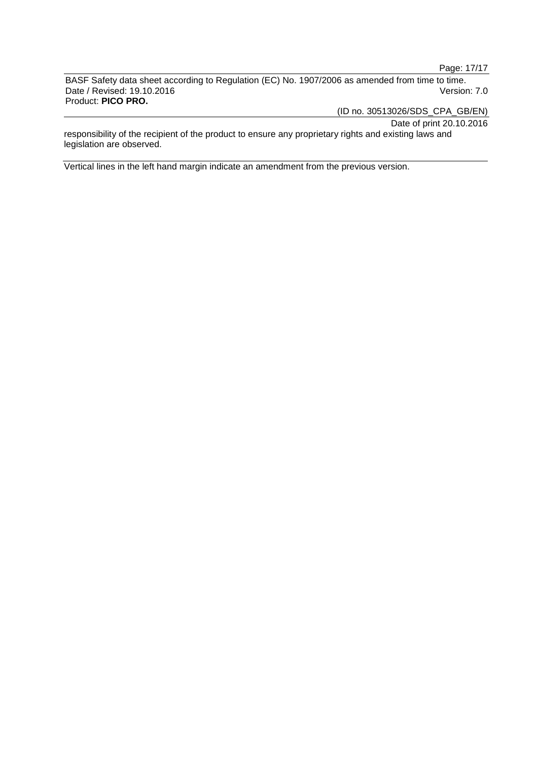responsibility of the recipient of the product to ensure any proprietary rights and existing laws and legislation are observed.

---

Vertical lines in the left hand margin indicate an amendment from the previous version.